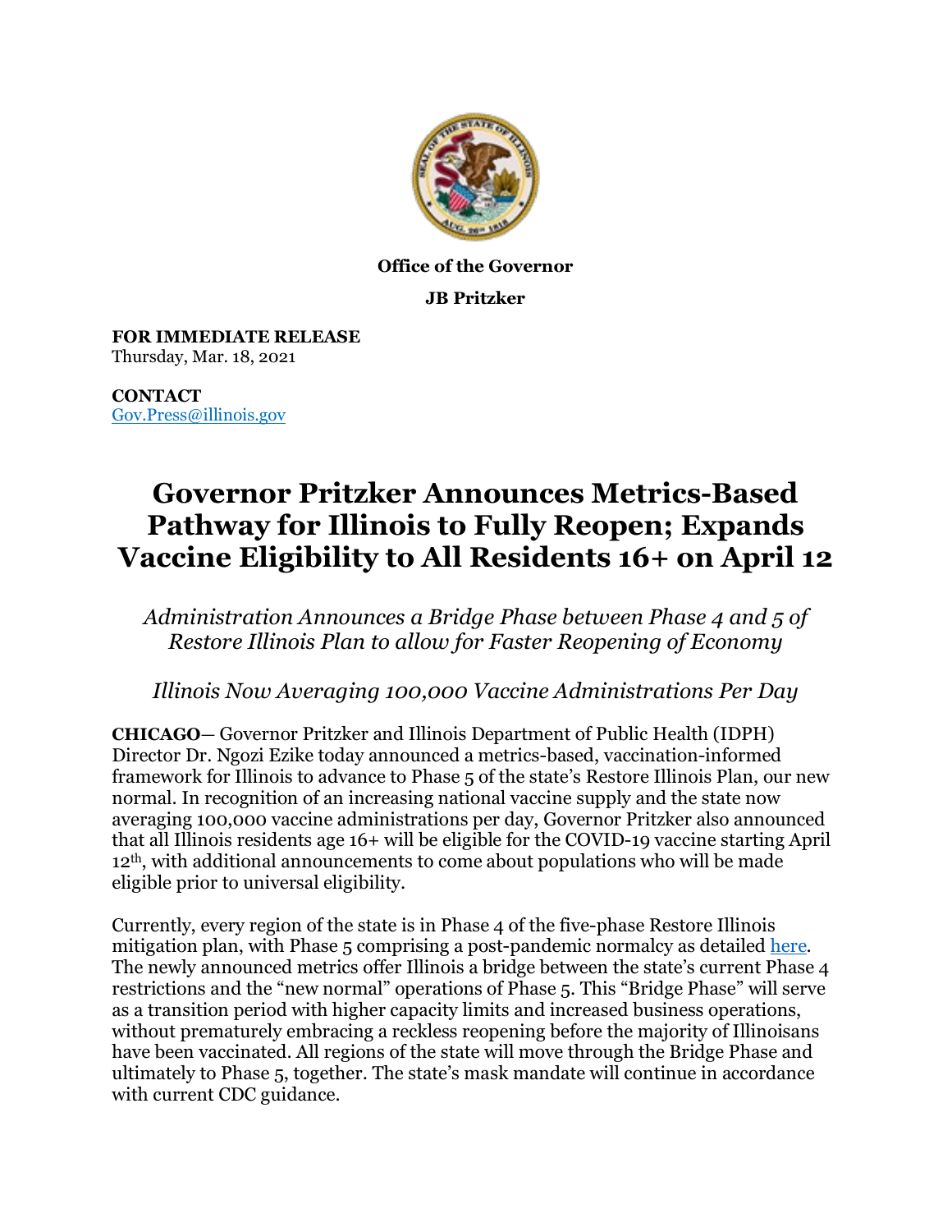**Office of the Governor**

**JB Pritzker**

**FOR IMMEDIATE RELEASE**
Thursday, Mar. 18, 2021

**CONTACT**
Gov.Press@illinois.gov

# Governor Pritzker Announces Metrics-Based Pathway for Illinois to Fully Reopen; Expands Vaccine Eligibility to All Residents 16+ on April 12

*Administration Announces a Bridge Phase between Phase 4 and 5 of Restore Illinois Plan to allow for Faster Reopening of Economy*

*Illinois Now Averaging 100,000 Vaccine Administrations Per Day*

**CHICAGO**— Governor Pritzker and Illinois Department of Public Health (IDPH) Director Dr. Ngozi Ezike today announced a metrics-based, vaccination-informed framework for Illinois to advance to Phase 5 of the state's Restore Illinois Plan, our new normal. In recognition of an increasing national vaccine supply and the state now averaging 100,000 vaccine administrations per day, Governor Pritzker also announced that all Illinois residents age 16+ will be eligible for the COVID-19 vaccine starting April 12th, with additional announcements to come about populations who will be made eligible prior to universal eligibility.

Currently, every region of the state is in Phase 4 of the five-phase Restore Illinois mitigation plan, with Phase 5 comprising a post-pandemic normalcy as detailed here. The newly announced metrics offer Illinois a bridge between the state's current Phase 4 restrictions and the "new normal" operations of Phase 5. This "Bridge Phase" will serve as a transition period with higher capacity limits and increased business operations, without prematurely embracing a reckless reopening before the majority of Illinoisans have been vaccinated. All regions of the state will move through the Bridge Phase and ultimately to Phase 5, together. The state's mask mandate will continue in accordance with current CDC guidance.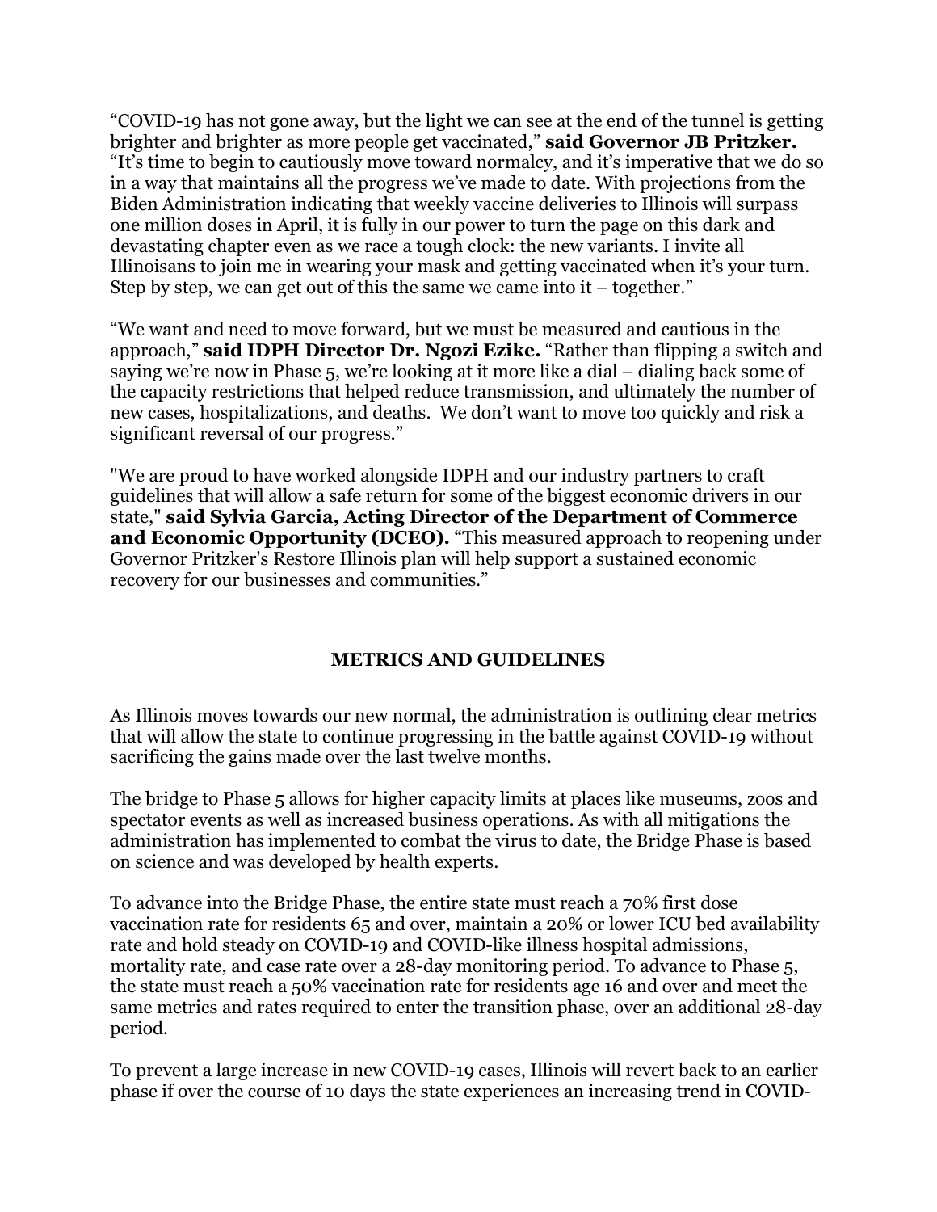"COVID-19 has not gone away, but the light we can see at the end of the tunnel is getting brighter and brighter as more people get vaccinated," **said Governor JB Pritzker.** "It's time to begin to cautiously move toward normalcy, and it's imperative that we do so in a way that maintains all the progress we've made to date. With projections from the Biden Administration indicating that weekly vaccine deliveries to Illinois will surpass one million doses in April, it is fully in our power to turn the page on this dark and devastating chapter even as we race a tough clock: the new variants. I invite all Illinoisans to join me in wearing your mask and getting vaccinated when it's your turn. Step by step, we can get out of this the same we came into it – together."

"We want and need to move forward, but we must be measured and cautious in the approach," **said IDPH Director Dr. Ngozi Ezike.** "Rather than flipping a switch and saying we're now in Phase 5, we're looking at it more like a dial – dialing back some of the capacity restrictions that helped reduce transmission, and ultimately the number of new cases, hospitalizations, and deaths. We don't want to move too quickly and risk a significant reversal of our progress."

"We are proud to have worked alongside IDPH and our industry partners to craft guidelines that will allow a safe return for some of the biggest economic drivers in our state," **said Sylvia Garcia, Acting Director of the Department of Commerce and Economic Opportunity (DCEO).** "This measured approach to reopening under Governor Pritzker's Restore Illinois plan will help support a sustained economic recovery for our businesses and communities."

## METRICS AND GUIDELINES

As Illinois moves towards our new normal, the administration is outlining clear metrics that will allow the state to continue progressing in the battle against COVID-19 without sacrificing the gains made over the last twelve months.

The bridge to Phase 5 allows for higher capacity limits at places like museums, zoos and spectator events as well as increased business operations. As with all mitigations the administration has implemented to combat the virus to date, the Bridge Phase is based on science and was developed by health experts.

To advance into the Bridge Phase, the entire state must reach a 70% first dose vaccination rate for residents 65 and over, maintain a 20% or lower ICU bed availability rate and hold steady on COVID-19 and COVID-like illness hospital admissions, mortality rate, and case rate over a 28-day monitoring period. To advance to Phase 5, the state must reach a 50% vaccination rate for residents age 16 and over and meet the same metrics and rates required to enter the transition phase, over an additional 28-day period.

To prevent a large increase in new COVID-19 cases, Illinois will revert back to an earlier phase if over the course of 10 days the state experiences an increasing trend in COVID-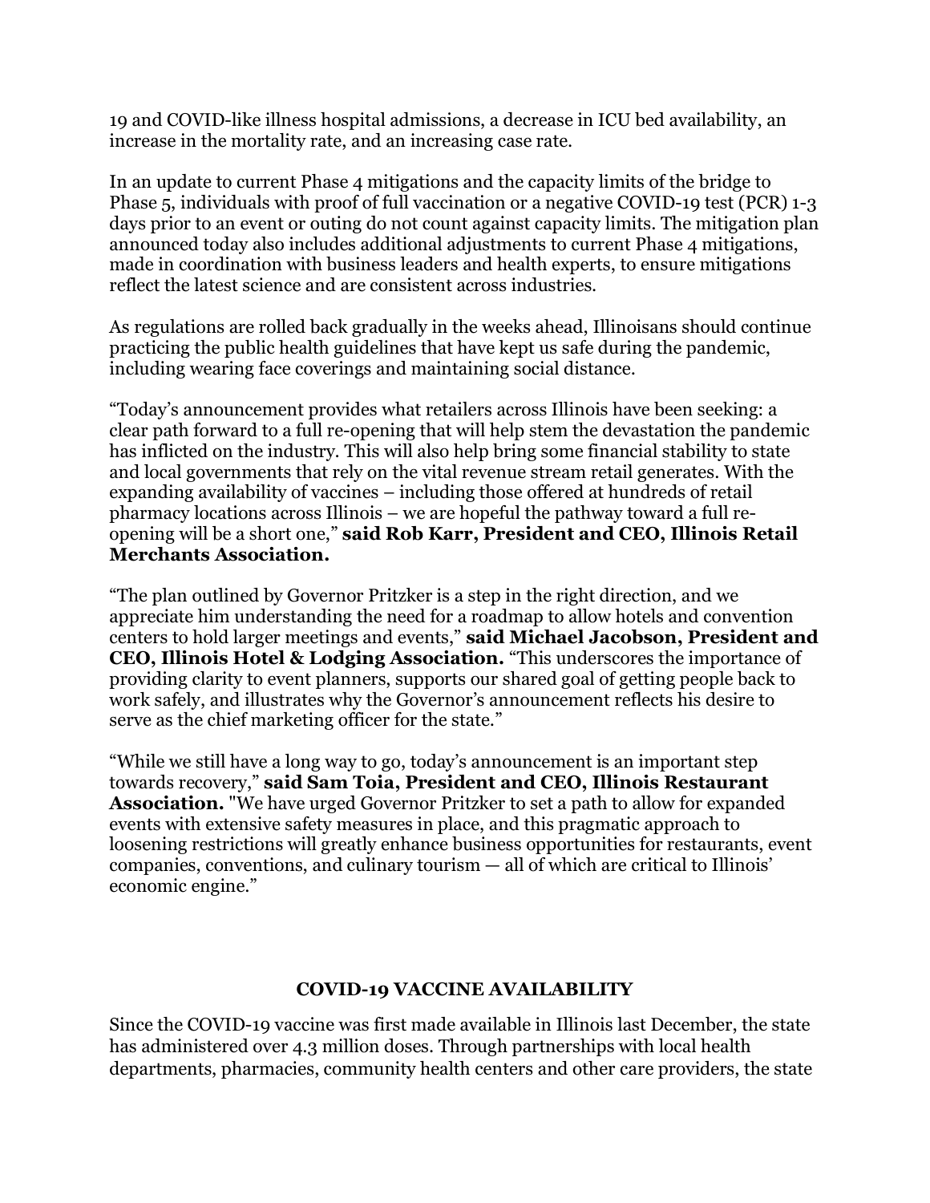19 and COVID-like illness hospital admissions, a decrease in ICU bed availability, an increase in the mortality rate, and an increasing case rate.

In an update to current Phase 4 mitigations and the capacity limits of the bridge to Phase 5, individuals with proof of full vaccination or a negative COVID-19 test (PCR) 1-3 days prior to an event or outing do not count against capacity limits. The mitigation plan announced today also includes additional adjustments to current Phase 4 mitigations, made in coordination with business leaders and health experts, to ensure mitigations reflect the latest science and are consistent across industries.

As regulations are rolled back gradually in the weeks ahead, Illinoisans should continue practicing the public health guidelines that have kept us safe during the pandemic, including wearing face coverings and maintaining social distance.

"Today's announcement provides what retailers across Illinois have been seeking: a clear path forward to a full re-opening that will help stem the devastation the pandemic has inflicted on the industry. This will also help bring some financial stability to state and local governments that rely on the vital revenue stream retail generates. With the expanding availability of vaccines – including those offered at hundreds of retail pharmacy locations across Illinois – we are hopeful the pathway toward a full re-opening will be a short one," **said Rob Karr, President and CEO, Illinois Retail Merchants Association.**

"The plan outlined by Governor Pritzker is a step in the right direction, and we appreciate him understanding the need for a roadmap to allow hotels and convention centers to hold larger meetings and events," **said Michael Jacobson, President and CEO, Illinois Hotel & Lodging Association.** "This underscores the importance of providing clarity to event planners, supports our shared goal of getting people back to work safely, and illustrates why the Governor's announcement reflects his desire to serve as the chief marketing officer for the state."

"While we still have a long way to go, today's announcement is an important step towards recovery," **said Sam Toia, President and CEO, Illinois Restaurant Association.** "We have urged Governor Pritzker to set a path to allow for expanded events with extensive safety measures in place, and this pragmatic approach to loosening restrictions will greatly enhance business opportunities for restaurants, event companies, conventions, and culinary tourism — all of which are critical to Illinois' economic engine."

## COVID-19 VACCINE AVAILABILITY

Since the COVID-19 vaccine was first made available in Illinois last December, the state has administered over 4.3 million doses. Through partnerships with local health departments, pharmacies, community health centers and other care providers, the state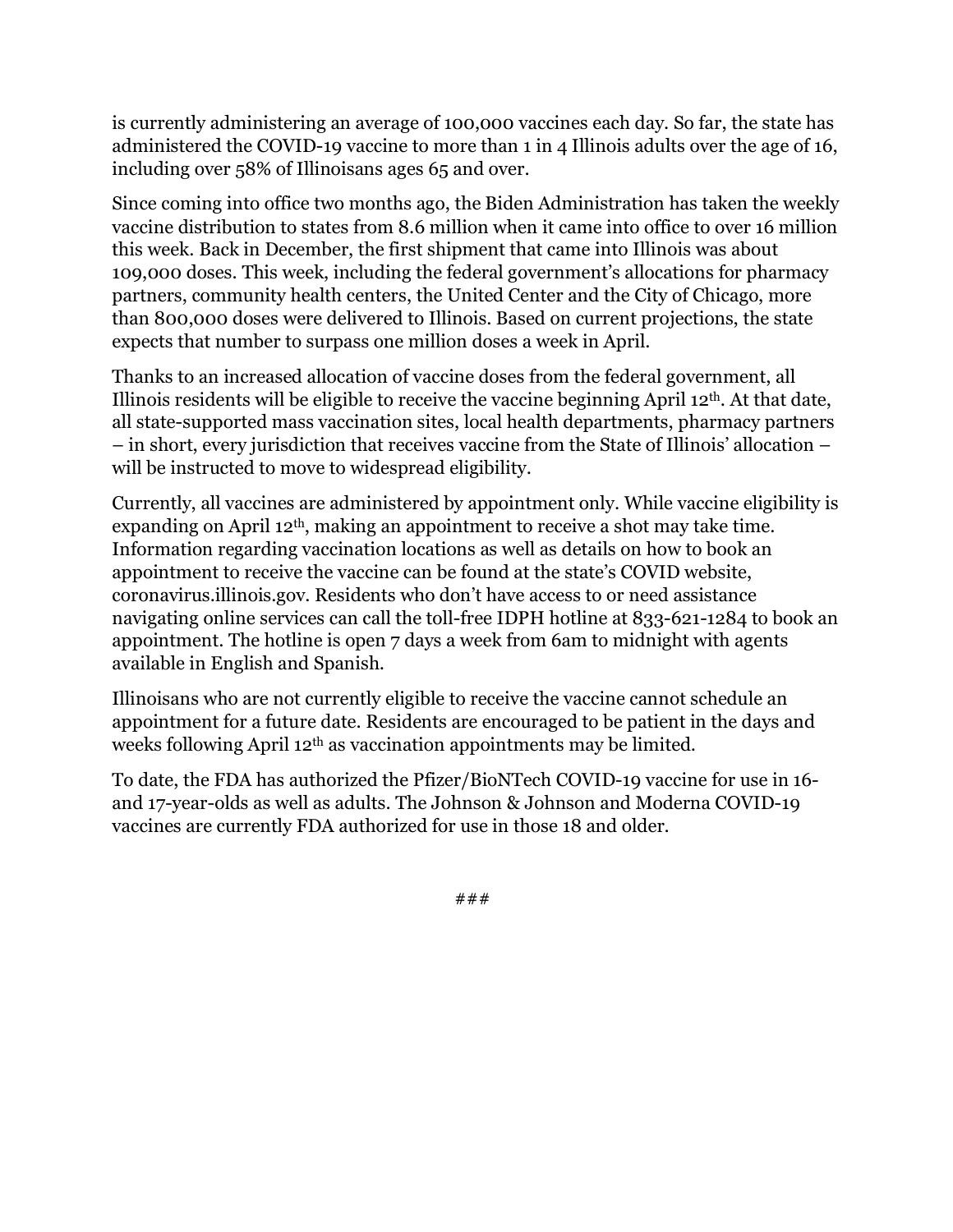is currently administering an average of 100,000 vaccines each day. So far, the state has administered the COVID-19 vaccine to more than 1 in 4 Illinois adults over the age of 16, including over 58% of Illinoisans ages 65 and over.

Since coming into office two months ago, the Biden Administration has taken the weekly vaccine distribution to states from 8.6 million when it came into office to over 16 million this week. Back in December, the first shipment that came into Illinois was about 109,000 doses. This week, including the federal government's allocations for pharmacy partners, community health centers, the United Center and the City of Chicago, more than 800,000 doses were delivered to Illinois. Based on current projections, the state expects that number to surpass one million doses a week in April.

Thanks to an increased allocation of vaccine doses from the federal government, all Illinois residents will be eligible to receive the vaccine beginning April 12th. At that date, all state-supported mass vaccination sites, local health departments, pharmacy partners – in short, every jurisdiction that receives vaccine from the State of Illinois' allocation – will be instructed to move to widespread eligibility.

Currently, all vaccines are administered by appointment only. While vaccine eligibility is expanding on April 12th, making an appointment to receive a shot may take time. Information regarding vaccination locations as well as details on how to book an appointment to receive the vaccine can be found at the state's COVID website, coronavirus.illinois.gov. Residents who don't have access to or need assistance navigating online services can call the toll-free IDPH hotline at 833-621-1284 to book an appointment. The hotline is open 7 days a week from 6am to midnight with agents available in English and Spanish.

Illinoisans who are not currently eligible to receive the vaccine cannot schedule an appointment for a future date. Residents are encouraged to be patient in the days and weeks following April 12th as vaccination appointments may be limited.

To date, the FDA has authorized the Pfizer/BioNTech COVID-19 vaccine for use in 16- and 17-year-olds as well as adults. The Johnson & Johnson and Moderna COVID-19 vaccines are currently FDA authorized for use in those 18 and older.

###